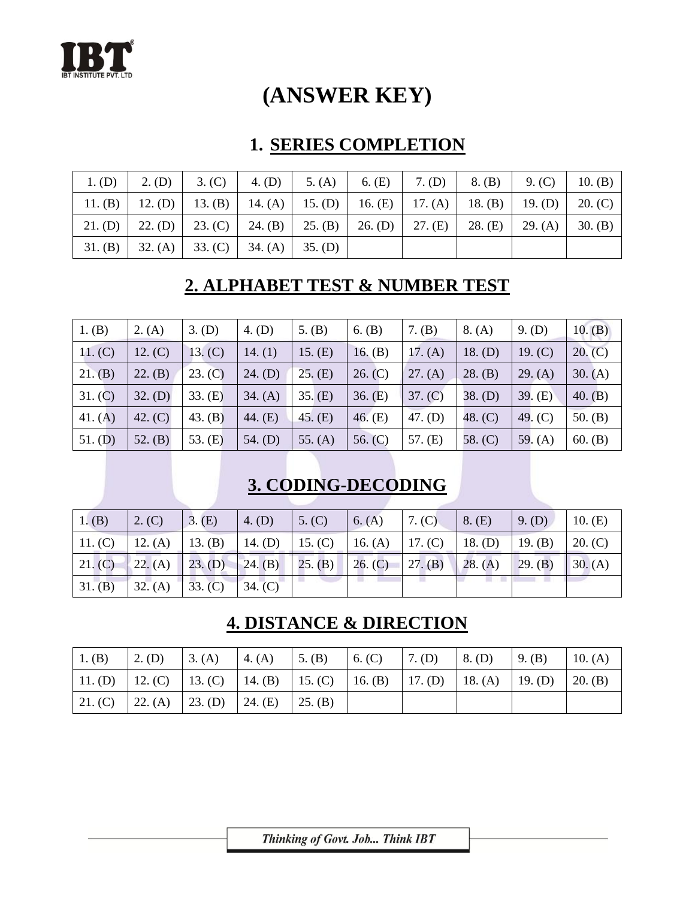# (ANSWER KEY)

## 1. SERIES COMPLETION

| | | | | | | | | | |
|---|---|---|---|---|---|---|---|---|---|
| 1. (D) | 2. (D) | 3. (C) | 4. (D) | 5. (A) | 6. (E) | 7. (D) | 8. (B) | 9. (C) | 10. (B) |
| 11. (B) | 12. (D) | 13. (B) | 14. (A) | 15. (D) | 16. (E) | 17. (A) | 18. (B) | 19. (D) | 20. (C) |
| 21. (D) | 22. (D) | 23. (C) | 24. (B) | 25. (B) | 26. (D) | 27. (E) | 28. (E) | 29. (A) | 30. (B) |
| 31. (B) | 32. (A) | 33. (C) | 34. (A) | 35. (D) | | | | | |

## 2. ALPHABET TEST & NUMBER TEST

| | | | | | | | | | |
|---|---|---|---|---|---|---|---|---|---|
| 1. (B) | 2. (A) | 3. (D) | 4. (D) | 5. (B) | 6. (B) | 7. (B) | 8. (A) | 9. (D) | 10. (B) |
| 11. (C) | 12. (C) | 13. (C) | 14. (1) | 15. (E) | 16. (B) | 17. (A) | 18. (D) | 19. (C) | 20. (C) |
| 21. (B) | 22. (B) | 23. (C) | 24. (D) | 25. (E) | 26. (C) | 27. (A) | 28. (B) | 29. (A) | 30. (A) |
| 31. (C) | 32. (D) | 33. (E) | 34. (A) | 35. (E) | 36. (E) | 37. (C) | 38. (D) | 39. (E) | 40. (B) |
| 41. (A) | 42. (C) | 43. (B) | 44. (E) | 45. (E) | 46. (E) | 47. (D) | 48. (C) | 49. (C) | 50. (B) |
| 51. (D) | 52. (B) | 53. (E) | 54. (D) | 55. (A) | 56. (C) | 57. (E) | 58. (C) | 59. (A) | 60. (B) |

## 3. CODING-DECODING

| | | | | | | | | | |
|---|---|---|---|---|---|---|---|---|---|
| 1. (B) | 2. (C) | 3. (E) | 4. (D) | 5. (C) | 6. (A) | 7. (C) | 8. (E) | 9. (D) | 10. (E) |
| 11. (C) | 12. (A) | 13. (B) | 14. (D) | 15. (C) | 16. (A) | 17. (C) | 18. (D) | 19. (B) | 20. (C) |
| 21. (C) | 22. (A) | 23. (D) | 24. (B) | 25. (B) | 26. (C) | 27. (B) | 28. (A) | 29. (B) | 30. (A) |
| 31. (B) | 32. (A) | 33. (C) | 34. (C) | | | | | | |

## 4. DISTANCE & DIRECTION

| | | | | | | | | | |
|---|---|---|---|---|---|---|---|---|---|
| 1. (B) | 2. (D) | 3. (A) | 4. (A) | 5. (B) | 6. (C) | 7. (D) | 8. (D) | 9. (B) | 10. (A) |
| 11. (D) | 12. (C) | 13. (C) | 14. (B) | 15. (C) | 16. (B) | 17. (D) | 18. (A) | 19. (D) | 20. (B) |
| 21. (C) | 22. (A) | 23. (D) | 24. (E) | 25. (B) | | | | | |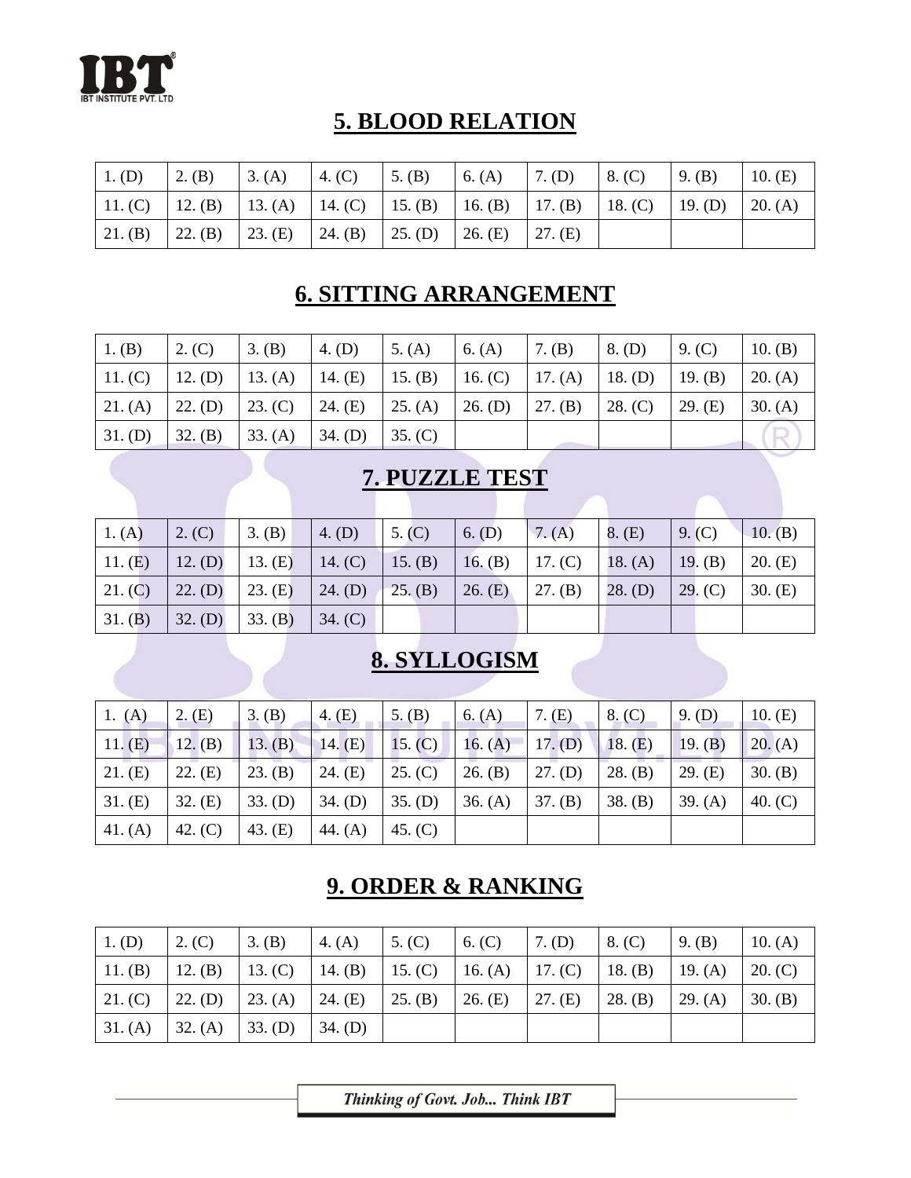## 5. BLOOD RELATION

| | | | | | | | | | |
|---|---|---|---|---|---|---|---|---|---|
| 1. (D) | 2. (B) | 3. (A) | 4. (C) | 5. (B) | 6. (A) | 7. (D) | 8. (C) | 9. (B) | 10. (E) |
| 11. (C) | 12. (B) | 13. (A) | 14. (C) | 15. (B) | 16. (B) | 17. (B) | 18. (C) | 19. (D) | 20. (A) |
| 21. (B) | 22. (B) | 23. (E) | 24. (B) | 25. (D) | 26. (E) | 27. (E) | | | |

## 6. SITTING ARRANGEMENT

| | | | | | | | | | |
|---|---|---|---|---|---|---|---|---|---|
| 1. (B) | 2. (C) | 3. (B) | 4. (D) | 5. (A) | 6. (A) | 7. (B) | 8. (D) | 9. (C) | 10. (B) |
| 11. (C) | 12. (D) | 13. (A) | 14. (E) | 15. (B) | 16. (C) | 17. (A) | 18. (D) | 19. (B) | 20. (A) |
| 21. (A) | 22. (D) | 23. (C) | 24. (E) | 25. (A) | 26. (D) | 27. (B) | 28. (C) | 29. (E) | 30. (A) |
| 31. (D) | 32. (B) | 33. (A) | 34. (D) | 35. (C) | | | | | |

## 7. PUZZLE TEST

| | | | | | | | | | |
|---|---|---|---|---|---|---|---|---|---|
| 1. (A) | 2. (C) | 3. (B) | 4. (D) | 5. (C) | 6. (D) | 7. (A) | 8. (E) | 9. (C) | 10. (B) |
| 11. (E) | 12. (D) | 13. (E) | 14. (C) | 15. (B) | 16. (B) | 17. (C) | 18. (A) | 19. (B) | 20. (E) |
| 21. (C) | 22. (D) | 23. (E) | 24. (D) | 25. (B) | 26. (E) | 27. (B) | 28. (D) | 29. (C) | 30. (E) |
| 31. (B) | 32. (D) | 33. (B) | 34. (C) | | | | | | |

## 8. SYLLOGISM

| | | | | | | | | | |
|---|---|---|---|---|---|---|---|---|---|
| 1. (A) | 2. (E) | 3. (B) | 4. (E) | 5. (B) | 6. (A) | 7. (E) | 8. (C) | 9. (D) | 10. (E) |
| 11. (E) | 12. (B) | 13. (B) | 14. (E) | 15. (C) | 16. (A) | 17. (D) | 18. (E) | 19. (B) | 20. (A) |
| 21. (E) | 22. (E) | 23. (B) | 24. (E) | 25. (C) | 26. (B) | 27. (D) | 28. (B) | 29. (E) | 30. (B) |
| 31. (E) | 32. (E) | 33. (D) | 34. (D) | 35. (D) | 36. (A) | 37. (B) | 38. (B) | 39. (A) | 40. (C) |
| 41. (A) | 42. (C) | 43. (E) | 44. (A) | 45. (C) | | | | | |

## 9. ORDER & RANKING

| | | | | | | | | | |
|---|---|---|---|---|---|---|---|---|---|
| 1. (D) | 2. (C) | 3. (B) | 4. (A) | 5. (C) | 6. (C) | 7. (D) | 8. (C) | 9. (B) | 10. (A) |
| 11. (B) | 12. (B) | 13. (C) | 14. (B) | 15. (C) | 16. (A) | 17. (C) | 18. (B) | 19. (A) | 20. (C) |
| 21. (C) | 22. (D) | 23. (A) | 24. (E) | 25. (B) | 26. (E) | 27. (E) | 28. (B) | 29. (A) | 30. (B) |
| 31. (A) | 32. (A) | 33. (D) | 34. (D) | | | | | | |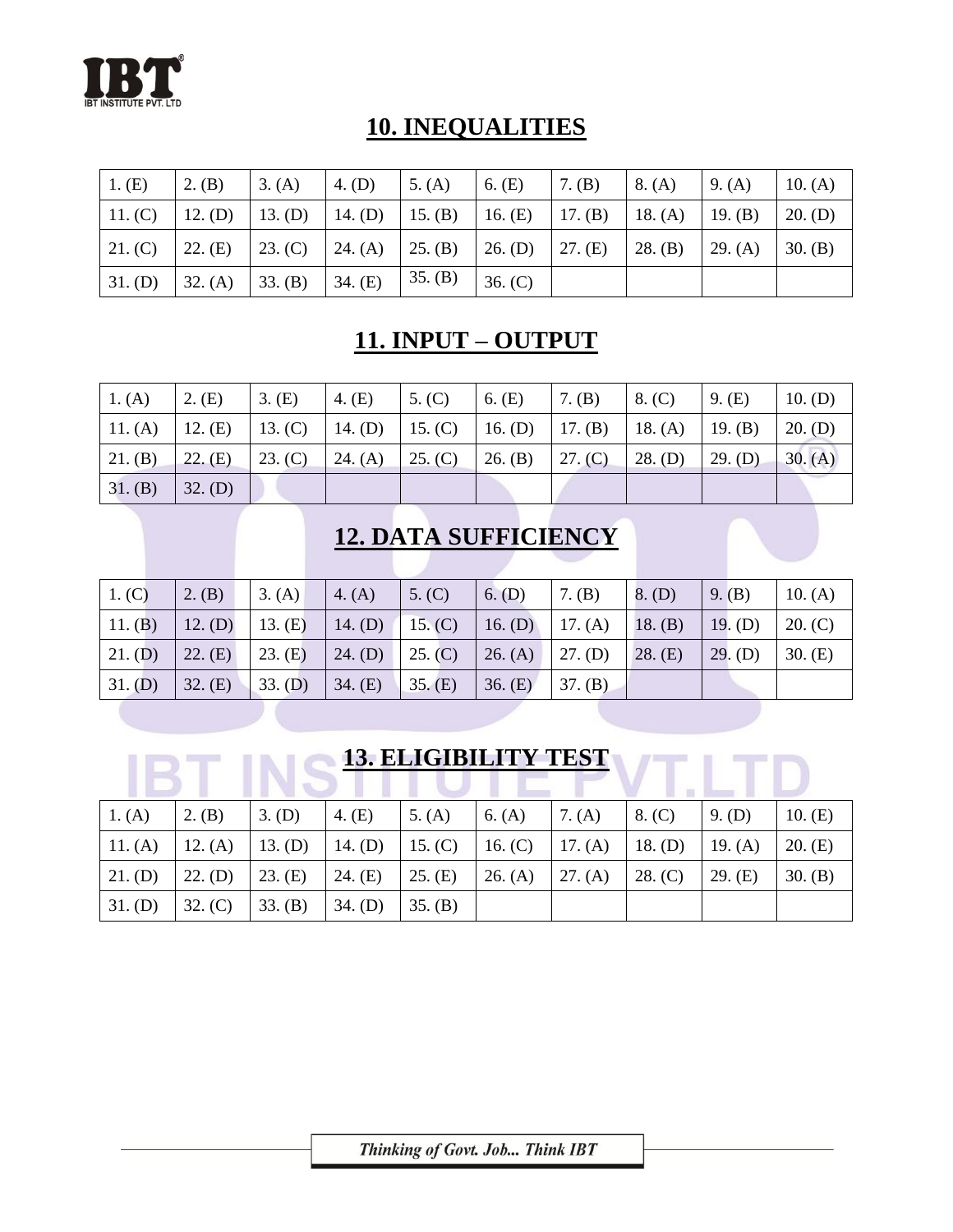## 10. INEQUALITIES

| | | | | | | | | | |
|---|---|---|---|---|---|---|---|---|---|
| 1. (E) | 2. (B) | 3. (A) | 4. (D) | 5. (A) | 6. (E) | 7. (B) | 8. (A) | 9. (A) | 10. (A) |
| 11. (C) | 12. (D) | 13. (D) | 14. (D) | 15. (B) | 16. (E) | 17. (B) | 18. (A) | 19. (B) | 20. (D) |
| 21. (C) | 22. (E) | 23. (C) | 24. (A) | 25. (B) | 26. (D) | 27. (E) | 28. (B) | 29. (A) | 30. (B) |
| 31. (D) | 32. (A) | 33. (B) | 34. (E) | 35. (B) | 36. (C) | | | | |

## 11. INPUT – OUTPUT

| | | | | | | | | | |
|---|---|---|---|---|---|---|---|---|---|
| 1. (A) | 2. (E) | 3. (E) | 4. (E) | 5. (C) | 6. (E) | 7. (B) | 8. (C) | 9. (E) | 10. (D) |
| 11. (A) | 12. (E) | 13. (C) | 14. (D) | 15. (C) | 16. (D) | 17. (B) | 18. (A) | 19. (B) | 20. (D) |
| 21. (B) | 22. (E) | 23. (C) | 24. (A) | 25. (C) | 26. (B) | 27. (C) | 28. (D) | 29. (D) | 30. (A) |
| 31. (B) | 32. (D) | | | | | | | | |

## 12. DATA SUFFICIENCY

| | | | | | | | | | |
|---|---|---|---|---|---|---|---|---|---|
| 1. (C) | 2. (B) | 3. (A) | 4. (A) | 5. (C) | 6. (D) | 7. (B) | 8. (D) | 9. (B) | 10. (A) |
| 11. (B) | 12. (D) | 13. (E) | 14. (D) | 15. (C) | 16. (D) | 17. (A) | 18. (B) | 19. (D) | 20. (C) |
| 21. (D) | 22. (E) | 23. (E) | 24. (D) | 25. (C) | 26. (A) | 27. (D) | 28. (E) | 29. (D) | 30. (E) |
| 31. (D) | 32. (E) | 33. (D) | 34. (E) | 35. (E) | 36. (E) | 37. (B) | | | |

## 13. ELIGIBILITY TEST

| | | | | | | | | | |
|---|---|---|---|---|---|---|---|---|---|
| 1. (A) | 2. (B) | 3. (D) | 4. (E) | 5. (A) | 6. (A) | 7. (A) | 8. (C) | 9. (D) | 10. (E) |
| 11. (A) | 12. (A) | 13. (D) | 14. (D) | 15. (C) | 16. (C) | 17. (A) | 18. (D) | 19. (A) | 20. (E) |
| 21. (D) | 22. (D) | 23. (E) | 24. (E) | 25. (E) | 26. (A) | 27. (A) | 28. (C) | 29. (E) | 30. (B) |
| 31. (D) | 32. (C) | 33. (B) | 34. (D) | 35. (B) | | | | | |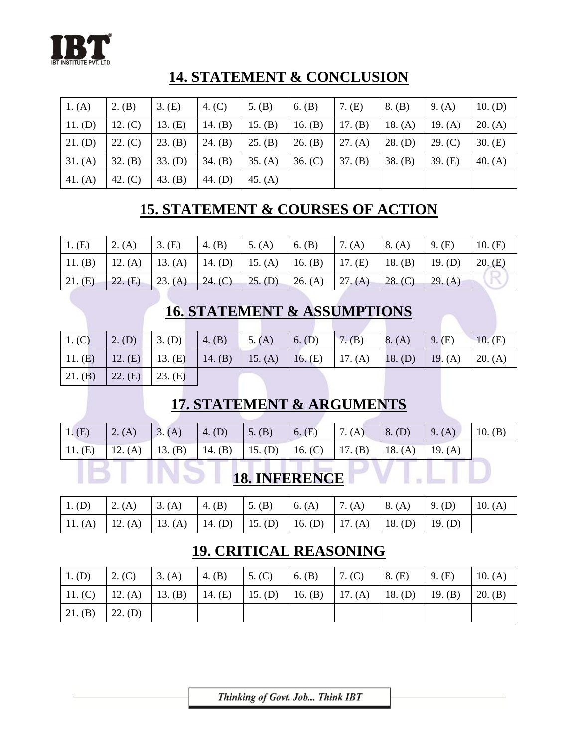## 14. STATEMENT & CONCLUSION

| | | | | | | | | | |
|---|---|---|---|---|---|---|---|---|---|
| 1. (A) | 2. (B) | 3. (E) | 4. (C) | 5. (B) | 6. (B) | 7. (E) | 8. (B) | 9. (A) | 10. (D) |
| 11. (D) | 12. (C) | 13. (E) | 14. (B) | 15. (B) | 16. (B) | 17. (B) | 18. (A) | 19. (A) | 20. (A) |
| 21. (D) | 22. (C) | 23. (B) | 24. (B) | 25. (B) | 26. (B) | 27. (A) | 28. (D) | 29. (C) | 30. (E) |
| 31. (A) | 32. (B) | 33. (D) | 34. (B) | 35. (A) | 36. (C) | 37. (B) | 38. (B) | 39. (E) | 40. (A) |
| 41. (A) | 42. (C) | 43. (B) | 44. (D) | 45. (A) | | | | | |

## 15. STATEMENT & COURSES OF ACTION

| | | | | | | | | | |
|---|---|---|---|---|---|---|---|---|---|
| 1. (E) | 2. (A) | 3. (E) | 4. (B) | 5. (A) | 6. (B) | 7. (A) | 8. (A) | 9. (E) | 10. (E) |
| 11. (B) | 12. (A) | 13. (A) | 14. (D) | 15. (A) | 16. (B) | 17. (E) | 18. (B) | 19. (D) | 20. (E) |
| 21. (E) | 22. (E) | 23. (A) | 24. (C) | 25. (D) | 26. (A) | 27. (A) | 28. (C) | 29. (A) | |

## 16. STATEMENT & ASSUMPTIONS

| | | | | | | | | | |
|---|---|---|---|---|---|---|---|---|---|
| 1. (C) | 2. (D) | 3. (D) | 4. (B) | 5. (A) | 6. (D) | 7. (B) | 8. (A) | 9. (E) | 10. (E) |
| 11. (E) | 12. (E) | 13. (E) | 14. (B) | 15. (A) | 16. (E) | 17. (A) | 18. (D) | 19. (A) | 20. (A) |
| 21. (B) | 22. (E) | 23. (E) | | | | | | | |

## 17. STATEMENT & ARGUMENTS

| | | | | | | | | | |
|---|---|---|---|---|---|---|---|---|---|
| 1. (E) | 2. (A) | 3. (A) | 4. (D) | 5. (B) | 6. (E) | 7. (A) | 8. (D) | 9. (A) | 10. (B) |
| 11. (E) | 12. (A) | 13. (B) | 14. (B) | 15. (D) | 16. (C) | 17. (B) | 18. (A) | 19. (A) | |

## 18. INFERENCE

| | | | | | | | | | |
|---|---|---|---|---|---|---|---|---|---|
| 1. (D) | 2. (A) | 3. (A) | 4. (B) | 5. (B) | 6. (A) | 7. (A) | 8. (A) | 9. (D) | 10. (A) |
| 11. (A) | 12. (A) | 13. (A) | 14. (D) | 15. (D) | 16. (D) | 17. (A) | 18. (D) | 19. (D) | |

## 19. CRITICAL REASONING

| | | | | | | | | | |
|---|---|---|---|---|---|---|---|---|---|
| 1. (D) | 2. (C) | 3. (A) | 4. (B) | 5. (C) | 6. (B) | 7. (C) | 8. (E) | 9. (E) | 10. (A) |
| 11. (C) | 12. (A) | 13. (B) | 14. (E) | 15. (D) | 16. (B) | 17. (A) | 18. (D) | 19. (B) | 20. (B) |
| 21. (B) | 22. (D) | | | | | | | | |